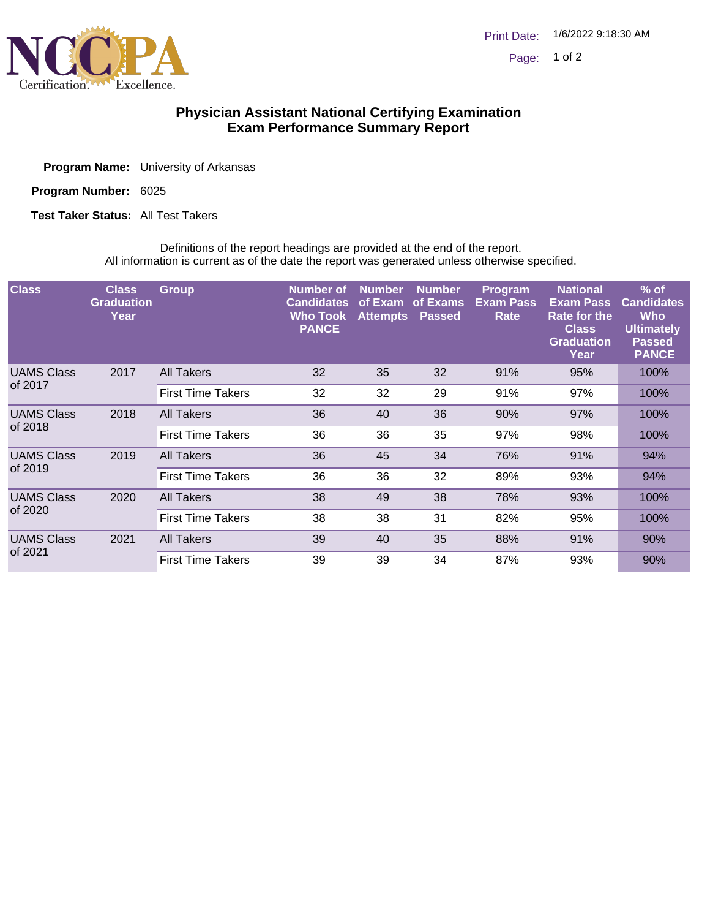# Physician Assistant National Certifying Examination
## Exam Performance Summary Report

**Program Name:** University of Arkansas

**Program Number:** 6025

**Test Taker Status:** All Test Takers

Definitions of the report headings are provided at the end of the report.
All information is current as of the date the report was generated unless otherwise specified.

| Class | Class Graduation Year | Group | Number of Candidates Who Took PANCE | Number of Exam Attempts | Number of Exams Passed | Program Exam Pass Rate | National Exam Pass Rate for the Class Graduation Year | % of Candidates Who Ultimately Passed PANCE |
|---|---|---|---|---|---|---|---|---|
| UAMS Class of 2017 | 2017 | All Takers | 32 | 35 | 32 | 91% | 95% | 100% |
| | | First Time Takers | 32 | 32 | 29 | 91% | 97% | 100% |
| UAMS Class of 2018 | 2018 | All Takers | 36 | 40 | 36 | 90% | 97% | 100% |
| | | First Time Takers | 36 | 36 | 35 | 97% | 98% | 100% |
| UAMS Class of 2019 | 2019 | All Takers | 36 | 45 | 34 | 76% | 91% | 94% |
| | | First Time Takers | 36 | 36 | 32 | 89% | 93% | 94% |
| UAMS Class of 2020 | 2020 | All Takers | 38 | 49 | 38 | 78% | 93% | 100% |
| | | First Time Takers | 38 | 38 | 31 | 82% | 95% | 100% |
| UAMS Class of 2021 | 2021 | All Takers | 39 | 40 | 35 | 88% | 91% | 90% |
| | | First Time Takers | 39 | 39 | 34 | 87% | 93% | 90% |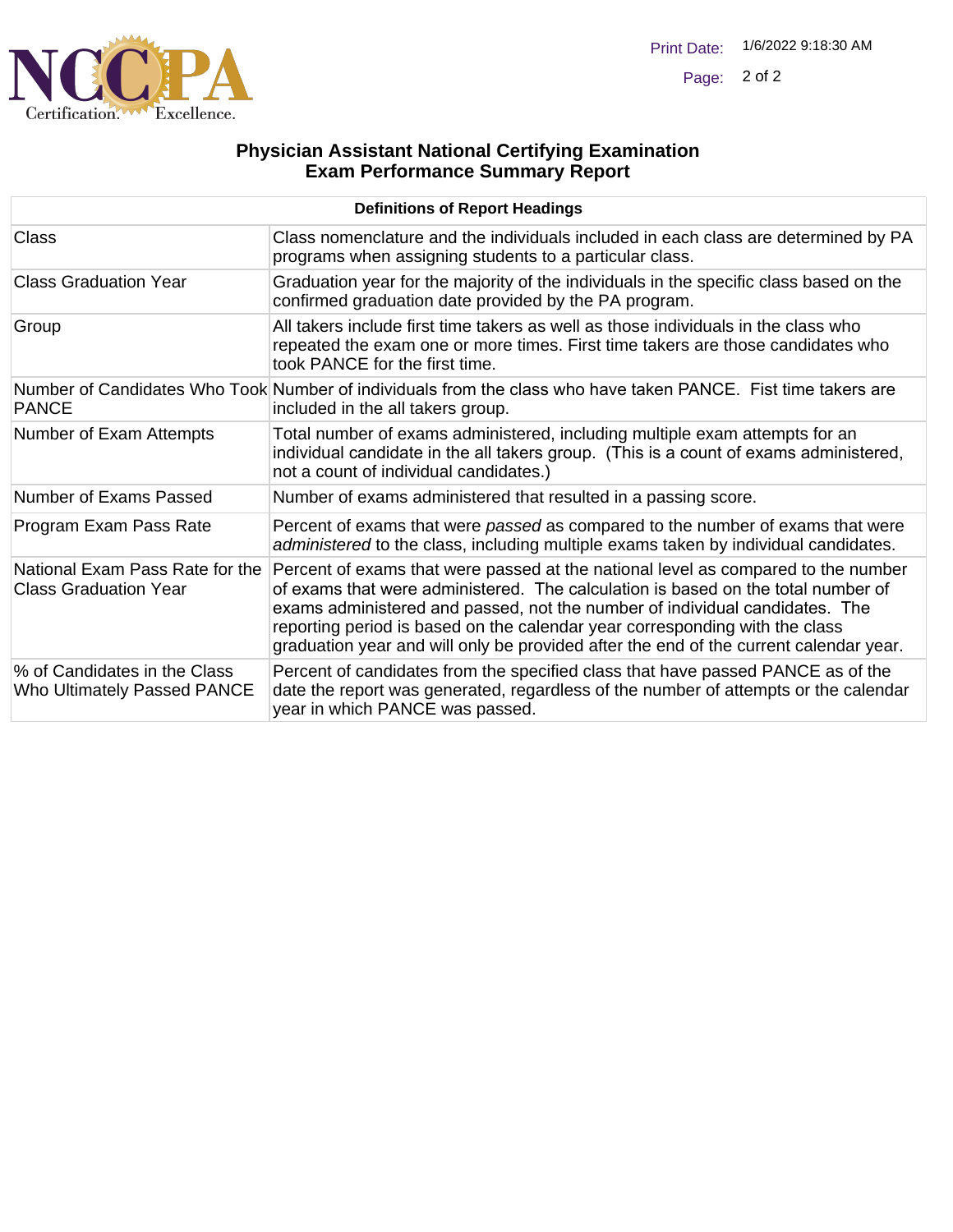# Physician Assistant National Certifying Examination
## Exam Performance Summary Report

| Definitions of Report Headings | |
|---|---|
| Class | Class nomenclature and the individuals included in each class are determined by PA programs when assigning students to a particular class. |
| Class Graduation Year | Graduation year for the majority of the individuals in the specific class based on the confirmed graduation date provided by the PA program. |
| Group | All takers include first time takers as well as those individuals in the class who repeated the exam one or more times. First time takers are those candidates who took PANCE for the first time. |
| Number of Candidates Who Took PANCE | Number of individuals from the class who have taken PANCE. Fist time takers are included in the all takers group. |
| Number of Exam Attempts | Total number of exams administered, including multiple exam attempts for an individual candidate in the all takers group. (This is a count of exams administered, not a count of individual candidates.) |
| Number of Exams Passed | Number of exams administered that resulted in a passing score. |
| Program Exam Pass Rate | Percent of exams that were *passed* as compared to the number of exams that were *administered* to the class, including multiple exams taken by individual candidates. |
| National Exam Pass Rate for the Class Graduation Year | Percent of exams that were passed at the national level as compared to the number of exams that were administered. The calculation is based on the total number of exams administered and passed, not the number of individual candidates. The reporting period is based on the calendar year corresponding with the class graduation year and will only be provided after the end of the current calendar year. |
| % of Candidates in the Class Who Ultimately Passed PANCE | Percent of candidates from the specified class that have passed PANCE as of the date the report was generated, regardless of the number of attempts or the calendar year in which PANCE was passed. |